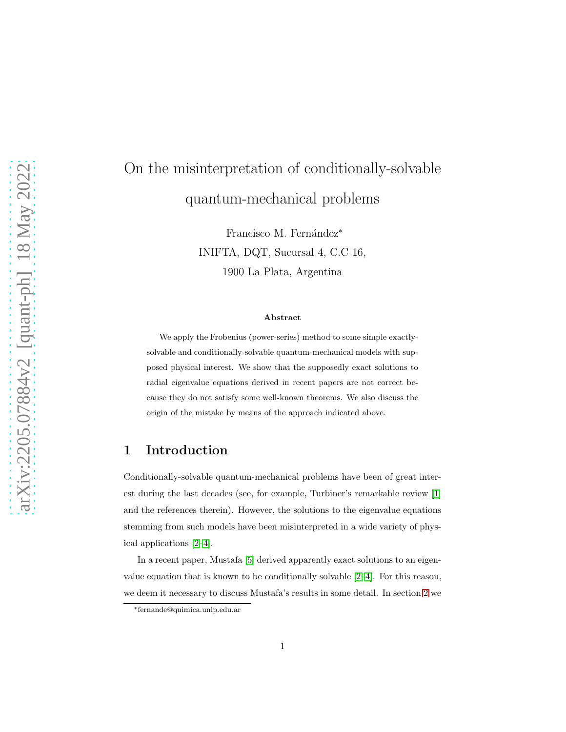# On the misinterpretation of conditionally-solvable quantum-mechanical problems

Francisco M. Fernández*

INIFTA, DQT, Sucursal 4, C.C 16,

1900 La Plata, Argentina

### Abstract

We apply the Frobenius (power-series) method to some simple exactly-solvable and conditionally-solvable quantum-mechanical models with supposed physical interest. We show that the supposedly exact solutions to radial eigenvalue equations derived in recent papers are not correct because they do not satisfy some well-known theorems. We also discuss the origin of the mistake by means of the approach indicated above.

## 1 Introduction

Conditionally-solvable quantum-mechanical problems have been of great interest during the last decades (see, for example, Turbiner's remarkable review [1] and the references therein). However, the solutions to the eigenvalue equations stemming from such models have been misinterpreted in a wide variety of physical applications [2–4].

In a recent paper, Mustafa [5] derived apparently exact solutions to an eigenvalue equation that is known to be conditionally solvable [2–4]. For this reason, we deem it necessary to discuss Mustafa's results in some detail. In section 2 we

*fernande@quimica.unlp.edu.ar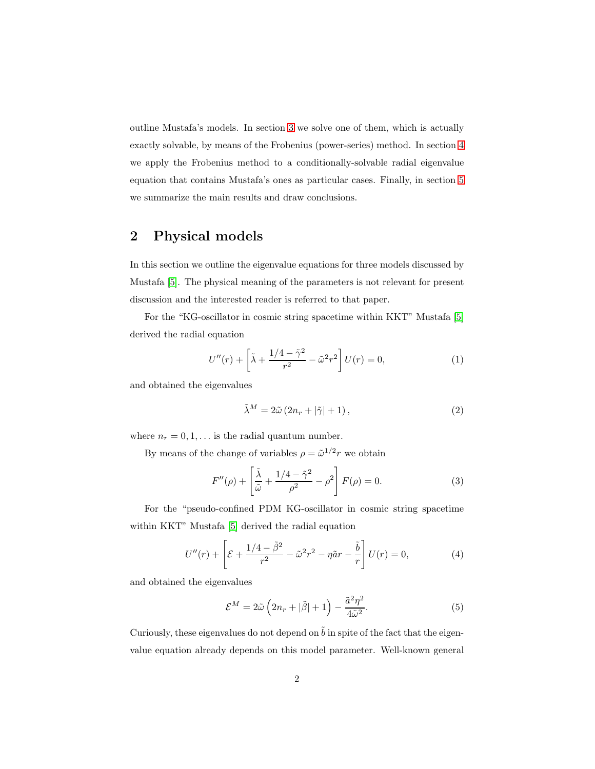outline Mustafa's models. In section 3 we solve one of them, which is actually exactly solvable, by means of the Frobenius (power-series) method. In section 4 we apply the Frobenius method to a conditionally-solvable radial eigenvalue equation that contains Mustafa's ones as particular cases. Finally, in section 5 we summarize the main results and draw conclusions.

## 2 Physical models

In this section we outline the eigenvalue equations for three models discussed by Mustafa [5]. The physical meaning of the parameters is not relevant for present discussion and the interested reader is referred to that paper.

For the "KG-oscillator in cosmic string spacetime within KKT" Mustafa [5] derived the radial equation

$$U''(r) + \left[\tilde{\lambda} + \frac{1/4 - \tilde{\gamma}^2}{r^2} - \tilde{\omega}^2 r^2\right] U(r) = 0, \tag{1}$$

and obtained the eigenvalues

$$\tilde{\lambda}^M = 2\tilde{\omega}\left(2n_r + |\tilde{\gamma}| + 1\right), \tag{2}$$

where $n_r = 0, 1, \ldots$ is the radial quantum number.

By means of the change of variables $\rho = \tilde{\omega}^{1/2} r$ we obtain

$$F''(\rho) + \left[\frac{\tilde{\lambda}}{\tilde{\omega}} + \frac{1/4 - \tilde{\gamma}^2}{\rho^2} - \rho^2\right] F(\rho) = 0. \tag{3}$$

For the "pseudo-confined PDM KG-oscillator in cosmic string spacetime within KKT" Mustafa [5] derived the radial equation

$$U''(r) + \left[\mathcal{E} + \frac{1/4 - \tilde{\beta}^2}{r^2} - \tilde{\omega}^2 r^2 - \eta \tilde{a} r - \frac{\tilde{b}}{r}\right] U(r) = 0, \tag{4}$$

and obtained the eigenvalues

$$\mathcal{E}^M = 2\tilde{\omega}\left(2n_r + |\tilde{\beta}| + 1\right) - \frac{\tilde{a}^2\eta^2}{4\tilde{\omega}^2}. \tag{5}$$

Curiously, these eigenvalues do not depend on $\tilde{b}$ in spite of the fact that the eigenvalue equation already depends on this model parameter. Well-known general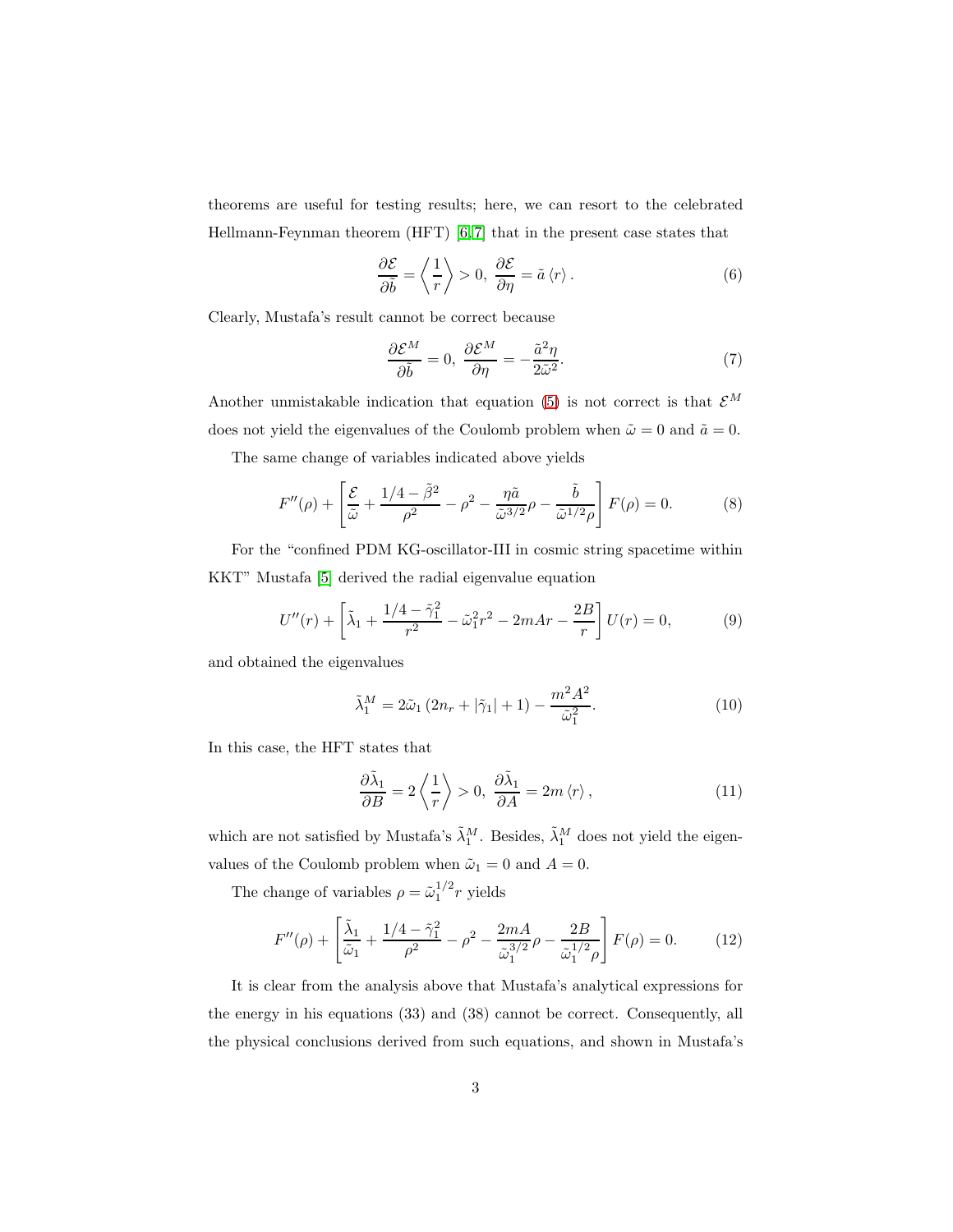theorems are useful for testing results; here, we can resort to the celebrated Hellmann-Feynman theorem (HFT) [6,7] that in the present case states that

$$\frac{\partial \mathcal{E}}{\partial \tilde{b}} = \left\langle \frac{1}{r} \right\rangle > 0,\ \frac{\partial \mathcal{E}}{\partial \eta} = \tilde{a} \left\langle r \right\rangle . \tag{6}$$

Clearly, Mustafa's result cannot be correct because

$$\frac{\partial \mathcal{E}^M}{\partial \tilde{b}} = 0,\ \frac{\partial \mathcal{E}^M}{\partial \eta} = -\frac{\tilde{a}^2 \eta}{2\tilde{\omega}^2}. \tag{7}$$

Another unmistakable indication that equation (5) is not correct is that $\mathcal{E}^M$ does not yield the eigenvalues of the Coulomb problem when $\tilde{\omega} = 0$ and $\tilde{a} = 0$.

The same change of variables indicated above yields

$$F''(\rho) + \left[ \frac{\mathcal{E}}{\tilde{\omega}} + \frac{1/4 - \tilde{\beta}^2}{\rho^2} - \rho^2 - \frac{\eta \tilde{a}}{\tilde{\omega}^{3/2}} \rho - \frac{\tilde{b}}{\tilde{\omega}^{1/2} \rho} \right] F(\rho) = 0. \tag{8}$$

For the "confined PDM KG-oscillator-III in cosmic string spacetime within KKT" Mustafa [5] derived the radial eigenvalue equation

$$U''(r) + \left[ \tilde{\lambda}_1 + \frac{1/4 - \tilde{\gamma}_1^2}{r^2} - \tilde{\omega}_1^2 r^2 - 2mAr - \frac{2B}{r} \right] U(r) = 0, \tag{9}$$

and obtained the eigenvalues

$$\tilde{\lambda}_1^M = 2\tilde{\omega}_1 \left( 2n_r + |\tilde{\gamma}_1| + 1 \right) - \frac{m^2 A^2}{\tilde{\omega}_1^2}. \tag{10}$$

In this case, the HFT states that

$$\frac{\partial \tilde{\lambda}_1}{\partial B} = 2 \left\langle \frac{1}{r} \right\rangle > 0,\ \frac{\partial \tilde{\lambda}_1}{\partial A} = 2m \left\langle r \right\rangle , \tag{11}$$

which are not satisfied by Mustafa's $\tilde{\lambda}_1^M$. Besides, $\tilde{\lambda}_1^M$ does not yield the eigenvalues of the Coulomb problem when $\tilde{\omega}_1 = 0$ and $A = 0$.

The change of variables $\rho = \tilde{\omega}_1^{1/2} r$ yields

$$F''(\rho) + \left[ \frac{\tilde{\lambda}_1}{\tilde{\omega}_1} + \frac{1/4 - \tilde{\gamma}_1^2}{\rho^2} - \rho^2 - \frac{2mA}{\tilde{\omega}_1^{3/2}} \rho - \frac{2B}{\tilde{\omega}_1^{1/2} \rho} \right] F(\rho) = 0. \tag{12}$$

It is clear from the analysis above that Mustafa's analytical expressions for the energy in his equations (33) and (38) cannot be correct. Consequently, all the physical conclusions derived from such equations, and shown in Mustafa's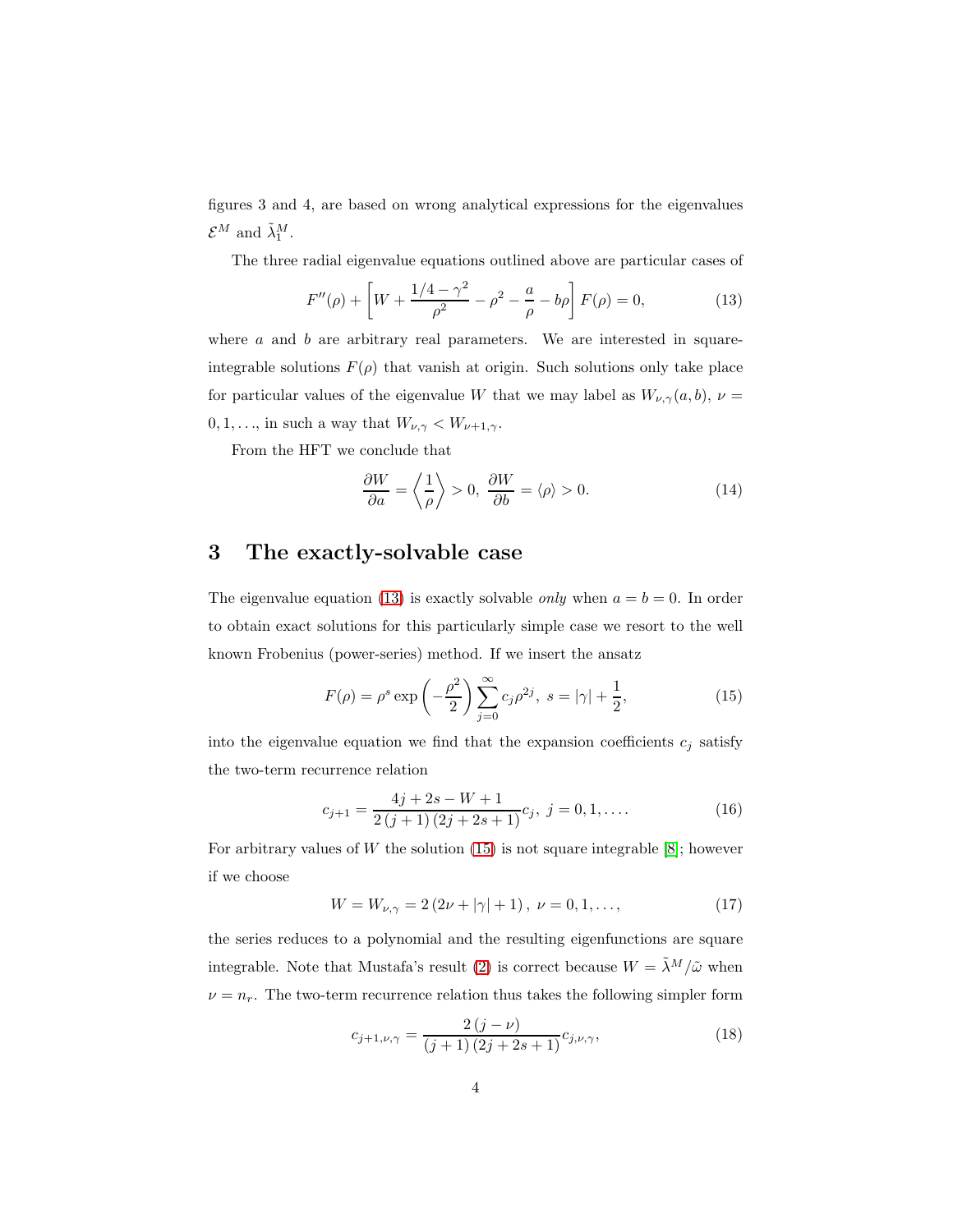figures 3 and 4, are based on wrong analytical expressions for the eigenvalues $\mathcal{E}^M$ and $\tilde{\lambda}_1^M$.

The three radial eigenvalue equations outlined above are particular cases of

$$F''(\rho)+\left[W+\frac{1/4-\gamma^2}{\rho^2}-\rho^2-\frac{a}{\rho}-b\rho\right]F(\rho)=0, \tag{13}$$

where $a$ and $b$ are arbitrary real parameters. We are interested in square-integrable solutions $F(\rho)$ that vanish at origin. Such solutions only take place for particular values of the eigenvalue $W$ that we may label as $W_{\nu,\gamma}(a,b)$, $\nu=0,1,\ldots$, in such a way that $W_{\nu,\gamma}<W_{\nu+1,\gamma}$.

From the HFT we conclude that

$$\frac{\partial W}{\partial a}=\left\langle\frac{1}{\rho}\right\rangle>0,\ \frac{\partial W}{\partial b}=\langle\rho\rangle>0. \tag{14}$$

# 3 The exactly-solvable case

The eigenvalue equation (13) is exactly solvable *only* when $a=b=0$. In order to obtain exact solutions for this particularly simple case we resort to the well known Frobenius (power-series) method. If we insert the ansatz

$$F(\rho)=\rho^s\exp\left(-\frac{\rho^2}{2}\right)\sum_{j=0}^{\infty}c_j\rho^{2j},\ s=|\gamma|+\frac{1}{2}, \tag{15}$$

into the eigenvalue equation we find that the expansion coefficients $c_j$ satisfy the two-term recurrence relation

$$c_{j+1}=\frac{4j+2s-W+1}{2\,(j+1)\,(2j+2s+1)}c_j,\ j=0,1,\ldots. \tag{16}$$

For arbitrary values of $W$ the solution (15) is not square integrable [8]; however if we choose

$$W=W_{\nu,\gamma}=2\,(2\nu+|\gamma|+1)\,,\ \nu=0,1,\ldots, \tag{17}$$

the series reduces to a polynomial and the resulting eigenfunctions are square integrable. Note that Mustafa's result (2) is correct because $W=\tilde{\lambda}^M/\tilde{\omega}$ when $\nu=n_r$. The two-term recurrence relation thus takes the following simpler form

$$c_{j+1,\nu,\gamma}=\frac{2\,(j-\nu)}{(j+1)\,(2j+2s+1)}c_{j,\nu,\gamma}, \tag{18}$$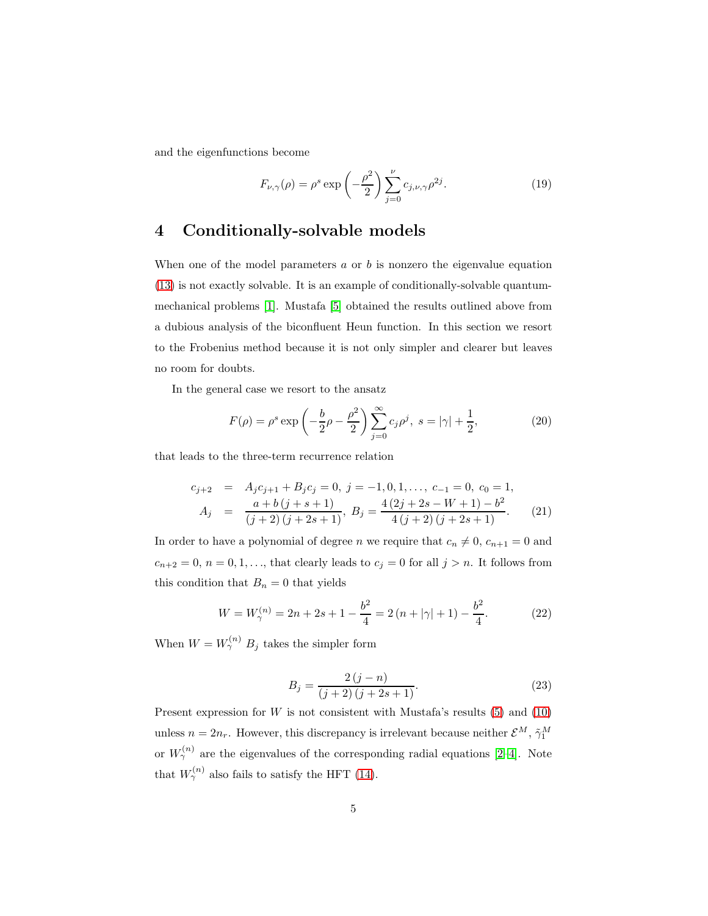and the eigenfunctions become

$$F_{\nu,\gamma}(\rho) = \rho^s \exp\left(-\frac{\rho^2}{2}\right)\sum_{j=0}^{\nu} c_{j,\nu,\gamma}\rho^{2j}. \tag{19}$$

## 4 Conditionally-solvable models

When one of the model parameters $a$ or $b$ is nonzero the eigenvalue equation (13) is not exactly solvable. It is an example of conditionally-solvable quantum-mechanical problems [1]. Mustafa [5] obtained the results outlined above from a dubious analysis of the biconfluent Heun function. In this section we resort to the Frobenius method because it is not only simpler and clearer but leaves no room for doubts.

In the general case we resort to the ansatz

$$F(\rho) = \rho^s \exp\left(-\frac{b}{2}\rho - \frac{\rho^2}{2}\right)\sum_{j=0}^{\infty} c_j\rho^j,\ s = |\gamma| + \frac{1}{2}, \tag{20}$$

that leads to the three-term recurrence relation

$$\begin{aligned}
c_{j+2} &= A_j c_{j+1} + B_j c_j = 0,\ j = -1, 0, 1, \ldots,\ c_{-1} = 0,\ c_0 = 1, \\
A_j &= \frac{a + b\,(j + s + 1)}{(j+2)\,(j + 2s + 1)},\ B_j = \frac{4\,(2j + 2s - W + 1) - b^2}{4\,(j+2)\,(j + 2s + 1)}.
\end{aligned} \tag{21}$$

In order to have a polynomial of degree $n$ we require that $c_n \neq 0$, $c_{n+1} = 0$ and $c_{n+2} = 0$, $n = 0, 1, \ldots$, that clearly leads to $c_j = 0$ for all $j > n$. It follows from this condition that $B_n = 0$ that yields

$$W = W_\gamma^{(n)} = 2n + 2s + 1 - \frac{b^2}{4} = 2\,(n + |\gamma| + 1) - \frac{b^2}{4}. \tag{22}$$

When $W = W_\gamma^{(n)}$ $B_j$ takes the simpler form

$$B_j = \frac{2\,(j - n)}{(j+2)\,(j + 2s + 1)}. \tag{23}$$

Present expression for $W$ is not consistent with Mustafa's results (5) and (10) unless $n = 2n_r$. However, this discrepancy is irrelevant because neither $\mathcal{E}^M$, $\tilde{\gamma}_1^M$ or $W_\gamma^{(n)}$ are the eigenvalues of the corresponding radial equations [2–4]. Note that $W_\gamma^{(n)}$ also fails to satisfy the HFT (14).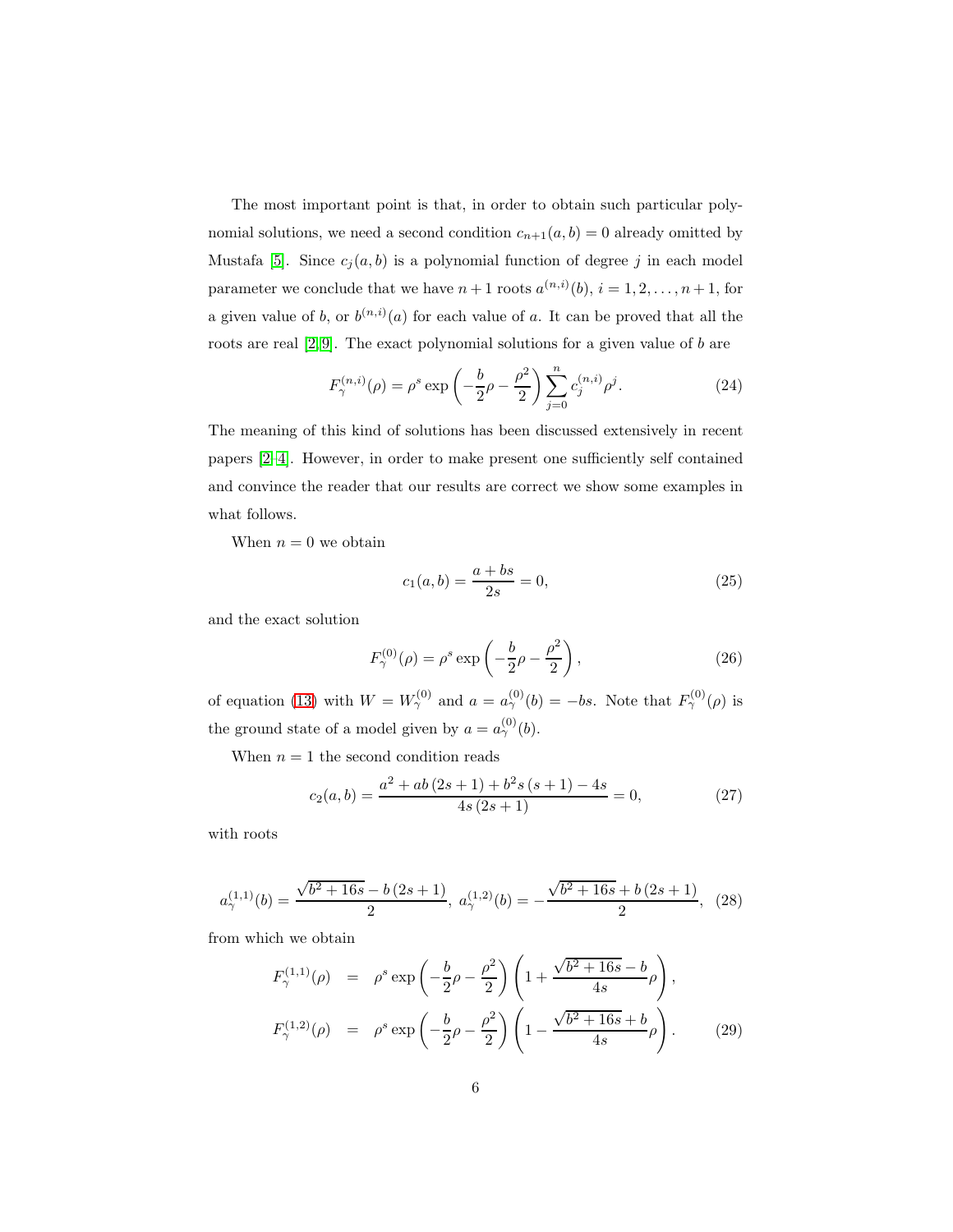The most important point is that, in order to obtain such particular polynomial solutions, we need a second condition $c_{n+1}(a,b)=0$ already omitted by Mustafa [5]. Since $c_j(a,b)$ is a polynomial function of degree $j$ in each model parameter we conclude that we have $n+1$ roots $a^{(n,i)}(b)$, $i=1,2,\ldots,n+1$, for a given value of $b$, or $b^{(n,i)}(a)$ for each value of $a$. It can be proved that all the roots are real [2,9]. The exact polynomial solutions for a given value of $b$ are

$$F_{\gamma}^{(n,i)}(\rho)=\rho^{s}\exp\left(-\frac{b}{2}\rho-\frac{\rho^{2}}{2}\right)\sum_{j=0}^{n}c_{j}^{(n,i)}\rho^{j}. \tag{24}$$

The meaning of this kind of solutions has been discussed extensively in recent papers [2–4]. However, in order to make present one sufficiently self contained and convince the reader that our results are correct we show some examples in what follows.

When $n=0$ we obtain

$$c_{1}(a,b)=\frac{a+bs}{2s}=0, \tag{25}$$

and the exact solution

$$F_{\gamma}^{(0)}(\rho)=\rho^{s}\exp\left(-\frac{b}{2}\rho-\frac{\rho^{2}}{2}\right), \tag{26}$$

of equation (13) with $W=W_{\gamma}^{(0)}$ and $a=a_{\gamma}^{(0)}(b)=-bs$. Note that $F_{\gamma}^{(0)}(\rho)$ is the ground state of a model given by $a=a_{\gamma}^{(0)}(b)$.

When $n=1$ the second condition reads

$$c_{2}(a,b)=\frac{a^{2}+ab\left(2s+1\right)+b^{2}s\left(s+1\right)-4s}{4s\left(2s+1\right)}=0, \tag{27}$$

with roots

$$a_{\gamma}^{(1,1)}(b)=\frac{\sqrt{b^{2}+16s}-b\left(2s+1\right)}{2},\ a_{\gamma}^{(1,2)}(b)=-\frac{\sqrt{b^{2}+16s}+b\left(2s+1\right)}{2}, \tag{28}$$

from which we obtain

$$\begin{aligned}
F_{\gamma}^{(1,1)}(\rho) &= \rho^{s}\exp\left(-\frac{b}{2}\rho-\frac{\rho^{2}}{2}\right)\left(1+\frac{\sqrt{b^{2}+16s}-b}{4s}\rho\right),\\
F_{\gamma}^{(1,2)}(\rho) &= \rho^{s}\exp\left(-\frac{b}{2}\rho-\frac{\rho^{2}}{2}\right)\left(1-\frac{\sqrt{b^{2}+16s}+b}{4s}\rho\right).
\end{aligned} \tag{29}$$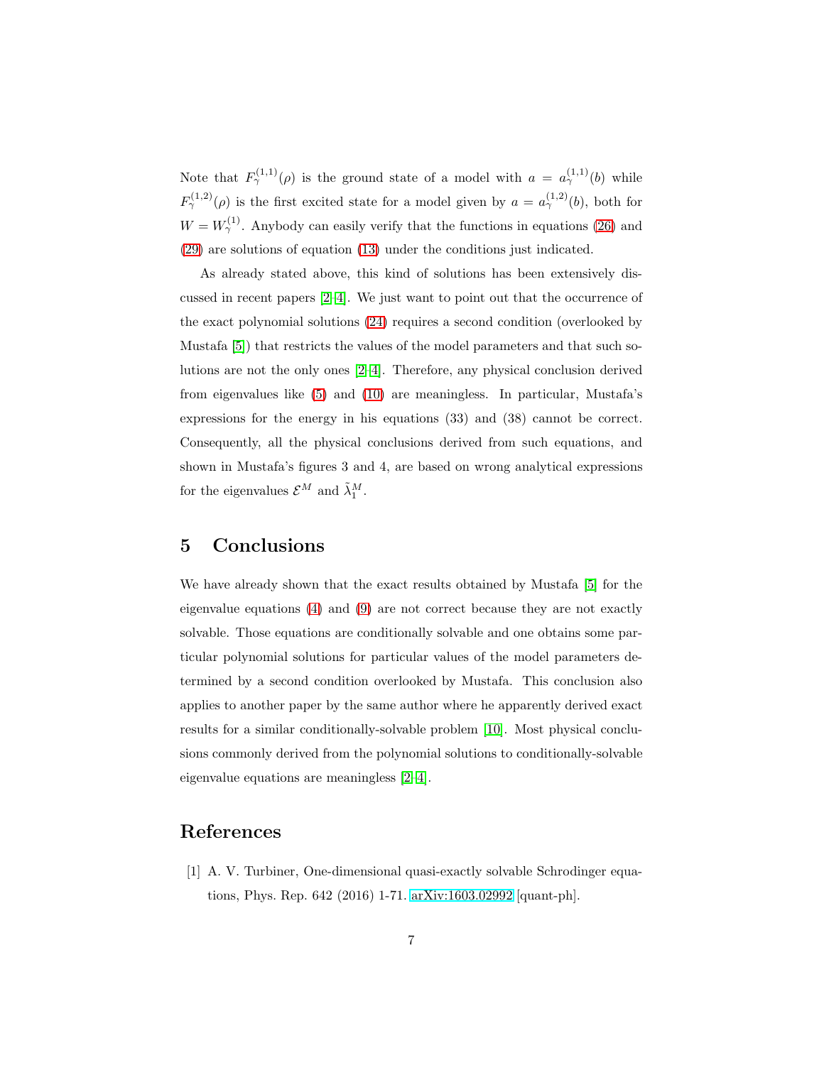Note that $F_{\gamma}^{(1,1)}(\rho)$ is the ground state of a model with $a = a_{\gamma}^{(1,1)}(b)$ while $F_{\gamma}^{(1,2)}(\rho)$ is the first excited state for a model given by $a = a_{\gamma}^{(1,2)}(b)$, both for $W = W_{\gamma}^{(1)}$. Anybody can easily verify that the functions in equations (26) and (29) are solutions of equation (13) under the conditions just indicated.

As already stated above, this kind of solutions has been extensively discussed in recent papers [2–4]. We just want to point out that the occurrence of the exact polynomial solutions (24) requires a second condition (overlooked by Mustafa [5]) that restricts the values of the model parameters and that such solutions are not the only ones [2–4]. Therefore, any physical conclusion derived from eigenvalues like (5) and (10) are meaningless. In particular, Mustafa's expressions for the energy in his equations (33) and (38) cannot be correct. Consequently, all the physical conclusions derived from such equations, and shown in Mustafa's figures 3 and 4, are based on wrong analytical expressions for the eigenvalues $\mathcal{E}^{M}$ and $\tilde{\lambda}_1^{M}$.

## 5 Conclusions

We have already shown that the exact results obtained by Mustafa [5] for the eigenvalue equations (4) and (9) are not correct because they are not exactly solvable. Those equations are conditionally solvable and one obtains some particular polynomial solutions for particular values of the model parameters determined by a second condition overlooked by Mustafa. This conclusion also applies to another paper by the same author where he apparently derived exact results for a similar conditionally-solvable problem [10]. Most physical conclusions commonly derived from the polynomial solutions to conditionally-solvable eigenvalue equations are meaningless [2–4].

## References

[1] A. V. Turbiner, One-dimensional quasi-exactly solvable Schrodinger equations, Phys. Rep. 642 (2016) 1-71. arXiv:1603.02992 [quant-ph].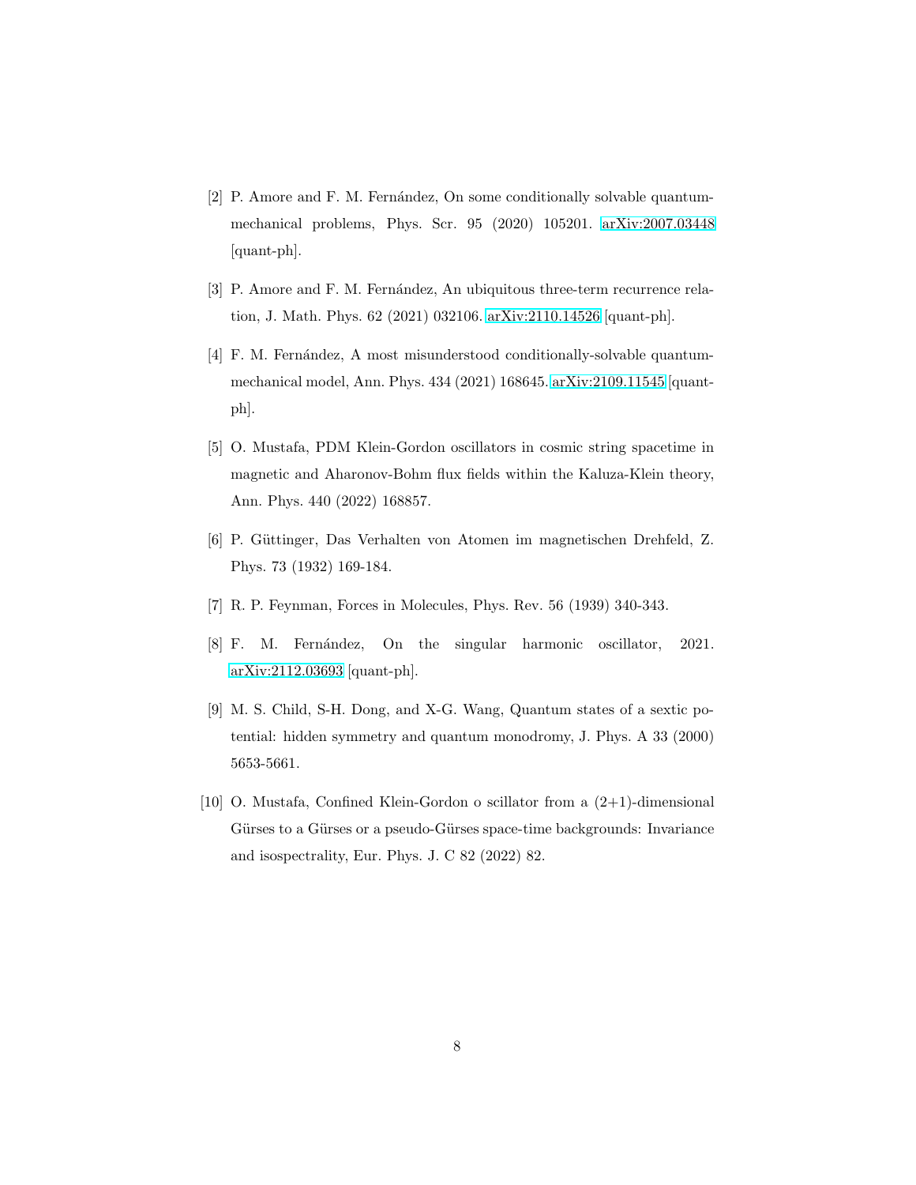[2] P. Amore and F. M. Fernández, On some conditionally solvable quantum-mechanical problems, Phys. Scr. 95 (2020) 105201. arXiv:2007.03448 [quant-ph].

[3] P. Amore and F. M. Fernández, An ubiquitous three-term recurrence relation, J. Math. Phys. 62 (2021) 032106. arXiv:2110.14526 [quant-ph].

[4] F. M. Fernández, A most misunderstood conditionally-solvable quantum-mechanical model, Ann. Phys. 434 (2021) 168645. arXiv:2109.11545 [quant-ph].

[5] O. Mustafa, PDM Klein-Gordon oscillators in cosmic string spacetime in magnetic and Aharonov-Bohm flux fields within the Kaluza-Klein theory, Ann. Phys. 440 (2022) 168857.

[6] P. Güttinger, Das Verhalten von Atomen im magnetischen Drehfeld, Z. Phys. 73 (1932) 169-184.

[7] R. P. Feynman, Forces in Molecules, Phys. Rev. 56 (1939) 340-343.

[8] F. M. Fernández, On the singular harmonic oscillator, 2021. arXiv:2112.03693 [quant-ph].

[9] M. S. Child, S-H. Dong, and X-G. Wang, Quantum states of a sextic potential: hidden symmetry and quantum monodromy, J. Phys. A 33 (2000) 5653-5661.

[10] O. Mustafa, Confined Klein-Gordon o scillator from a (2+1)-dimensional Gürses to a Gürses or a pseudo-Gürses space-time backgrounds: Invariance and isospectrality, Eur. Phys. J. C 82 (2022) 82.